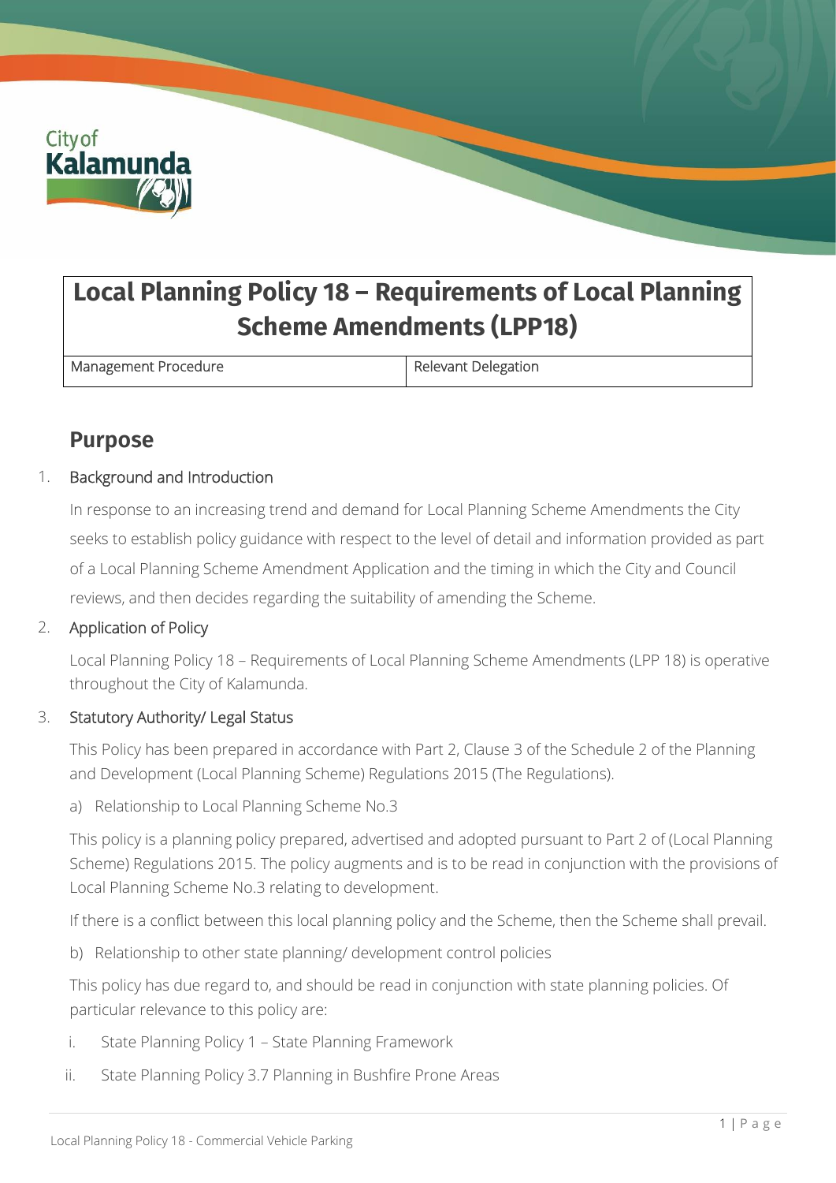# Local Planning Policy 18 – Requirements of Local Planning Scheme Amendments (LPP18)

| Management Procedure | Relevant Delegation |
|---|---|

## Purpose

1. Background and Introduction

   In response to an increasing trend and demand for Local Planning Scheme Amendments the City seeks to establish policy guidance with respect to the level of detail and information provided as part of a Local Planning Scheme Amendment Application and the timing in which the City and Council reviews, and then decides regarding the suitability of amending the Scheme.

2. Application of Policy

   Local Planning Policy 18 – Requirements of Local Planning Scheme Amendments (LPP 18) is operative throughout the City of Kalamunda.

3. Statutory Authority/ Legal Status

   This Policy has been prepared in accordance with Part 2, Clause 3 of the Schedule 2 of the Planning and Development (Local Planning Scheme) Regulations 2015 (The Regulations).

   a) Relationship to Local Planning Scheme No.3

   This policy is a planning policy prepared, advertised and adopted pursuant to Part 2 of (Local Planning Scheme) Regulations 2015. The policy augments and is to be read in conjunction with the provisions of Local Planning Scheme No.3 relating to development.

   If there is a conflict between this local planning policy and the Scheme, then the Scheme shall prevail.

   b) Relationship to other state planning/ development control policies

   This policy has due regard to, and should be read in conjunction with state planning policies. Of particular relevance to this policy are:

   i. State Planning Policy 1 – State Planning Framework

   ii. State Planning Policy 3.7 Planning in Bushfire Prone Areas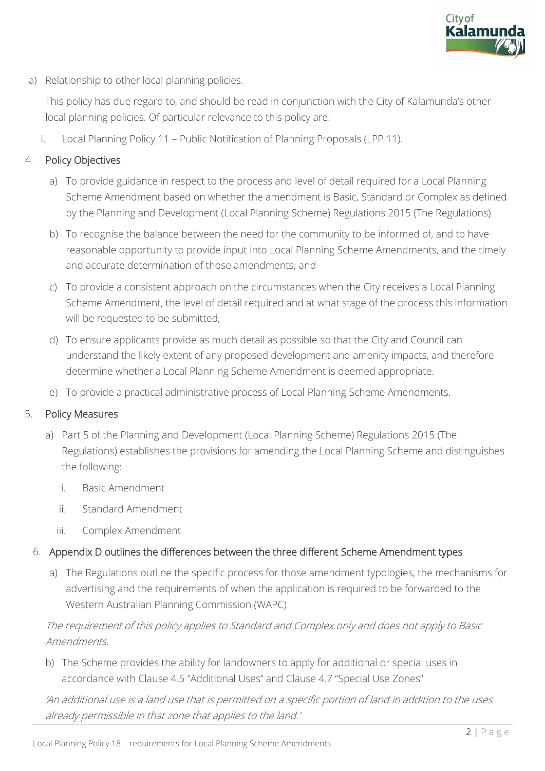a) Relationship to other local planning policies.

   This policy has due regard to, and should be read in conjunction with the City of Kalamunda's other local planning policies. Of particular relevance to this policy are:

   i. Local Planning Policy 11 – Public Notification of Planning Proposals (LPP 11).

## 4. Policy Objectives

a) To provide guidance in respect to the process and level of detail required for a Local Planning Scheme Amendment based on whether the amendment is Basic, Standard or Complex as defined by the Planning and Development (Local Planning Scheme) Regulations 2015 (The Regulations)

b) To recognise the balance between the need for the community to be informed of, and to have reasonable opportunity to provide input into Local Planning Scheme Amendments, and the timely and accurate determination of those amendments; and

c) To provide a consistent approach on the circumstances when the City receives a Local Planning Scheme Amendment, the level of detail required and at what stage of the process this information will be requested to be submitted;

d) To ensure applicants provide as much detail as possible so that the City and Council can understand the likely extent of any proposed development and amenity impacts, and therefore determine whether a Local Planning Scheme Amendment is deemed appropriate.

e) To provide a practical administrative process of Local Planning Scheme Amendments.

## 5. Policy Measures

a) Part 5 of the Planning and Development (Local Planning Scheme) Regulations 2015 (The Regulations) establishes the provisions for amending the Local Planning Scheme and distinguishes the following:

   i. Basic Amendment

   ii. Standard Amendment

   iii. Complex Amendment

## 6. Appendix D outlines the differences between the three different Scheme Amendment types

a) The Regulations outline the specific process for those amendment typologies, the mechanisms for advertising and the requirements of when the application is required to be forwarded to the Western Australian Planning Commission (WAPC)

*The requirement of this policy applies to Standard and Complex only and does not apply to Basic Amendments.*

b) The Scheme provides the ability for landowners to apply for additional or special uses in accordance with Clause 4.5 "Additional Uses" and Clause 4.7 "Special Use Zones"

*'An additional use is a land use that is permitted on a specific portion of land in addition to the uses already permissible in that zone that applies to the land.'*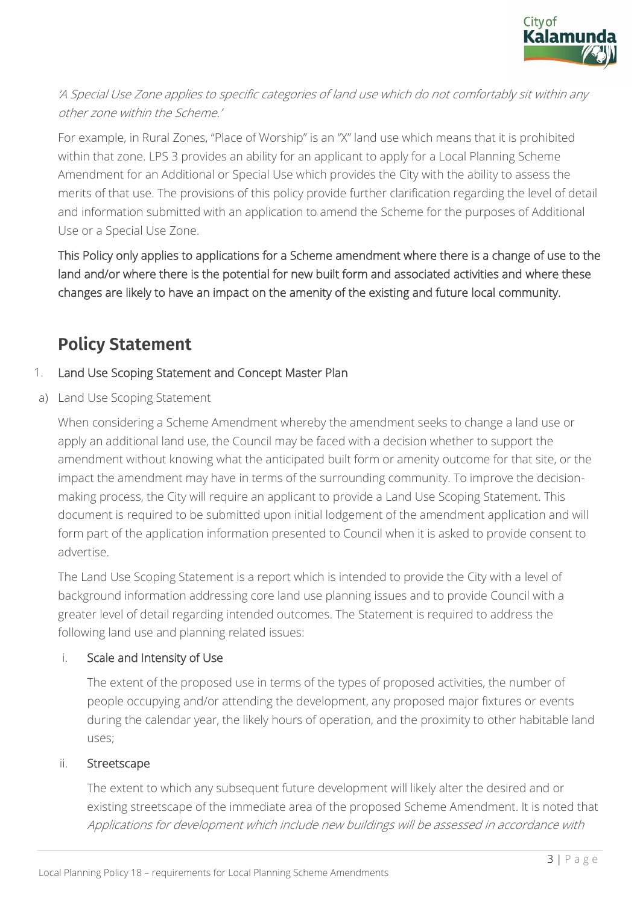*'A Special Use Zone applies to specific categories of land use which do not comfortably sit within any other zone within the Scheme.'*

For example, in Rural Zones, "Place of Worship" is an "X" land use which means that it is prohibited within that zone. LPS 3 provides an ability for an applicant to apply for a Local Planning Scheme Amendment for an Additional or Special Use which provides the City with the ability to assess the merits of that use. The provisions of this policy provide further clarification regarding the level of detail and information submitted with an application to amend the Scheme for the purposes of Additional Use or a Special Use Zone.

This Policy only applies to applications for a Scheme amendment where there is a change of use to the land and/or where there is the potential for new built form and associated activities and where these changes are likely to have an impact on the amenity of the existing and future local community.

## Policy Statement

1. Land Use Scoping Statement and Concept Master Plan

a) Land Use Scoping Statement

When considering a Scheme Amendment whereby the amendment seeks to change a land use or apply an additional land use, the Council may be faced with a decision whether to support the amendment without knowing what the anticipated built form or amenity outcome for that site, or the impact the amendment may have in terms of the surrounding community. To improve the decision-making process, the City will require an applicant to provide a Land Use Scoping Statement. This document is required to be submitted upon initial lodgement of the amendment application and will form part of the application information presented to Council when it is asked to provide consent to advertise.

The Land Use Scoping Statement is a report which is intended to provide the City with a level of background information addressing core land use planning issues and to provide Council with a greater level of detail regarding intended outcomes. The Statement is required to address the following land use and planning related issues:

i. Scale and Intensity of Use

The extent of the proposed use in terms of the types of proposed activities, the number of people occupying and/or attending the development, any proposed major fixtures or events during the calendar year, the likely hours of operation, and the proximity to other habitable land uses;

ii. Streetscape

The extent to which any subsequent future development will likely alter the desired and or existing streetscape of the immediate area of the proposed Scheme Amendment. It is noted that *Applications for development which include new buildings will be assessed in accordance with*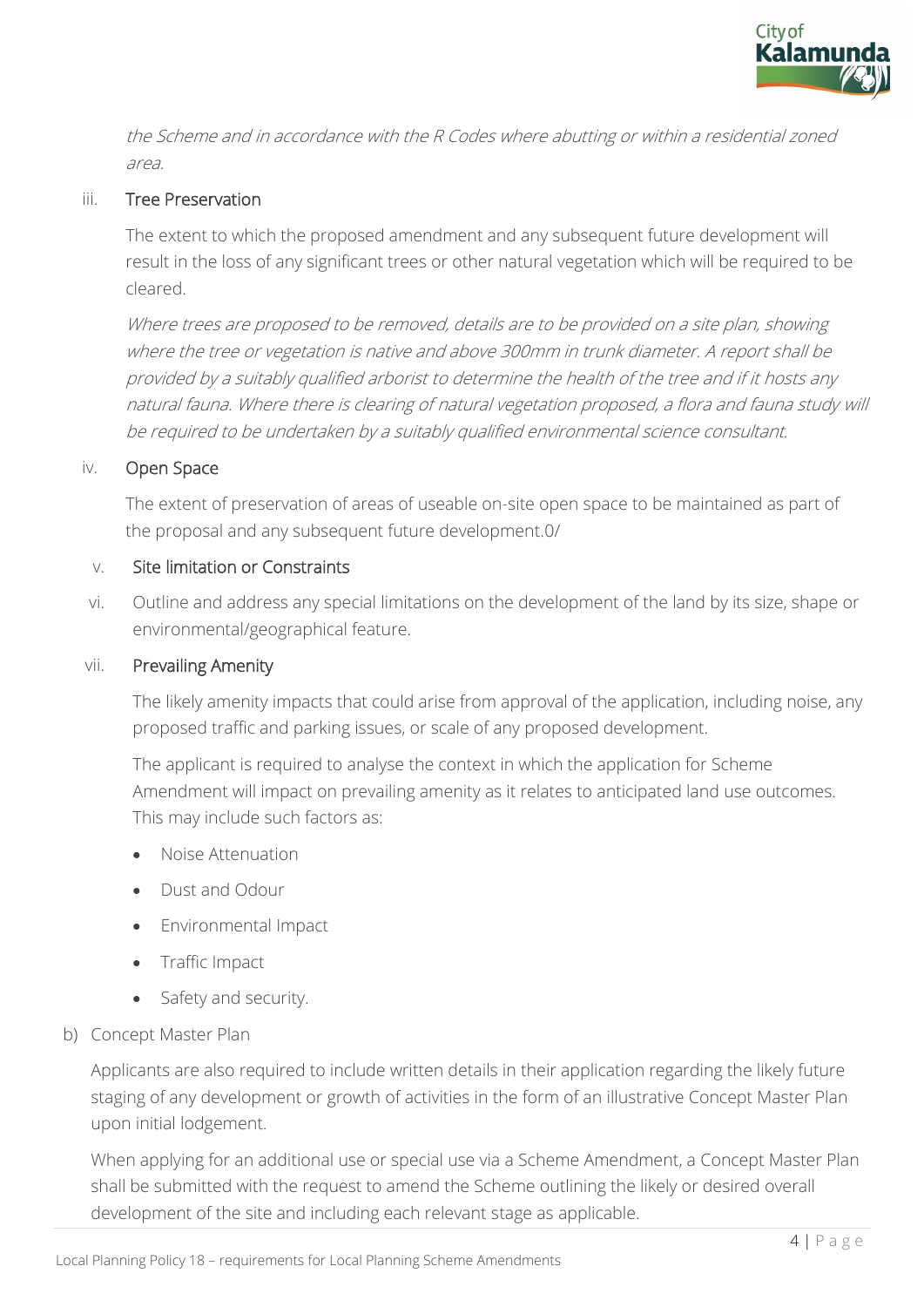*the Scheme and in accordance with the R Codes where abutting or within a residential zoned area.*

iii. Tree Preservation

The extent to which the proposed amendment and any subsequent future development will result in the loss of any significant trees or other natural vegetation which will be required to be cleared.

*Where trees are proposed to be removed, details are to be provided on a site plan, showing where the tree or vegetation is native and above 300mm in trunk diameter. A report shall be provided by a suitably qualified arborist to determine the health of the tree and if it hosts any natural fauna. Where there is clearing of natural vegetation proposed, a flora and fauna study will be required to be undertaken by a suitably qualified environmental science consultant.*

iv. Open Space

The extent of preservation of areas of useable on-site open space to be maintained as part of the proposal and any subsequent future development.0/

v. Site limitation or Constraints

vi. Outline and address any special limitations on the development of the land by its size, shape or environmental/geographical feature.

vii. Prevailing Amenity

The likely amenity impacts that could arise from approval of the application, including noise, any proposed traffic and parking issues, or scale of any proposed development.

The applicant is required to analyse the context in which the application for Scheme Amendment will impact on prevailing amenity as it relates to anticipated land use outcomes. This may include such factors as:

- Noise Attenuation
- Dust and Odour
- Environmental Impact
- Traffic Impact
- Safety and security.

b) Concept Master Plan

Applicants are also required to include written details in their application regarding the likely future staging of any development or growth of activities in the form of an illustrative Concept Master Plan upon initial lodgement.

When applying for an additional use or special use via a Scheme Amendment, a Concept Master Plan shall be submitted with the request to amend the Scheme outlining the likely or desired overall development of the site and including each relevant stage as applicable.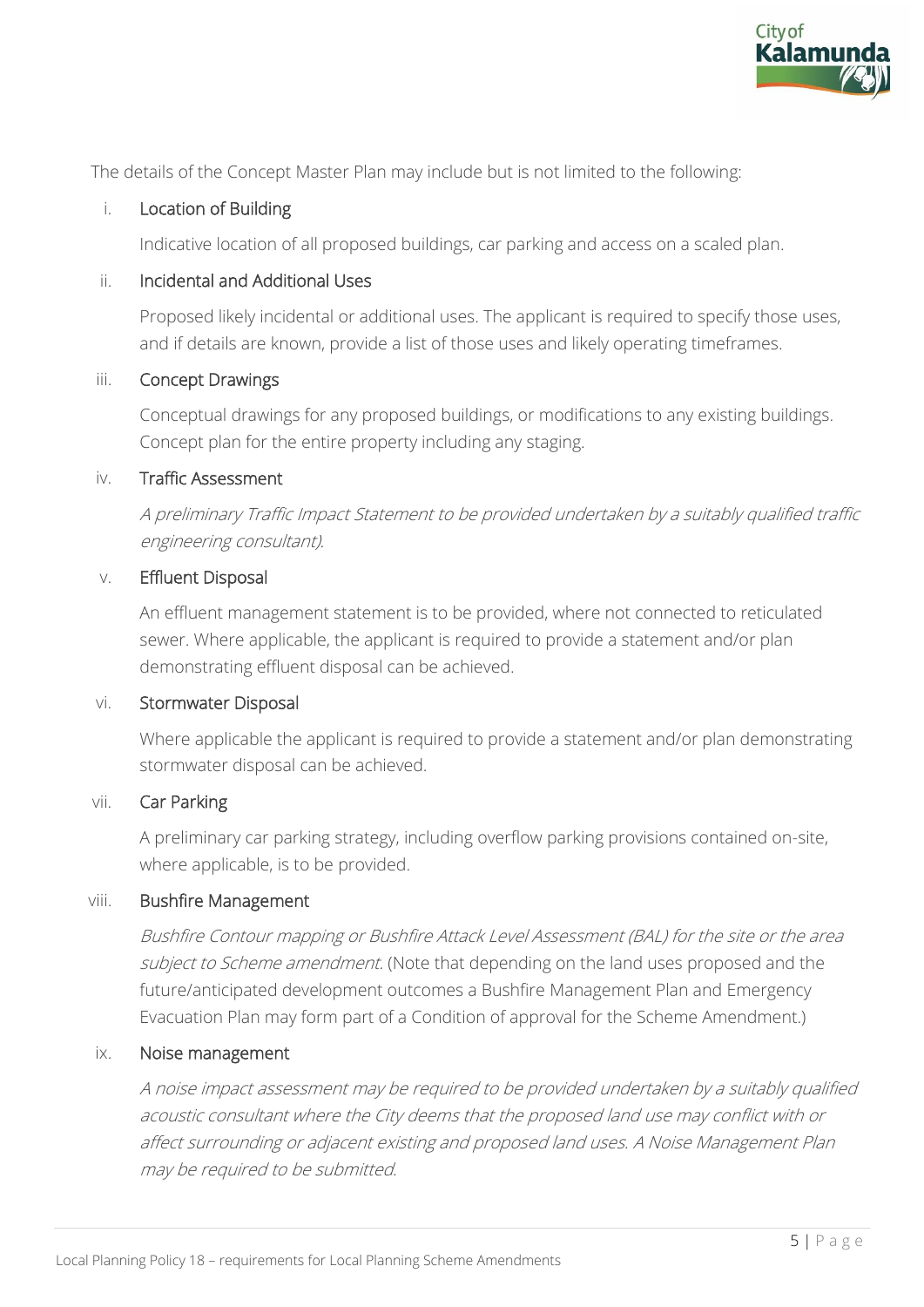The details of the Concept Master Plan may include but is not limited to the following:

i. **Location of Building**

   Indicative location of all proposed buildings, car parking and access on a scaled plan.

ii. **Incidental and Additional Uses**

   Proposed likely incidental or additional uses. The applicant is required to specify those uses, and if details are known, provide a list of those uses and likely operating timeframes.

iii. **Concept Drawings**

   Conceptual drawings for any proposed buildings, or modifications to any existing buildings. Concept plan for the entire property including any staging.

iv. **Traffic Assessment**

   *A preliminary Traffic Impact Statement to be provided undertaken by a suitably qualified traffic engineering consultant).*

v. **Effluent Disposal**

   An effluent management statement is to be provided, where not connected to reticulated sewer. Where applicable, the applicant is required to provide a statement and/or plan demonstrating effluent disposal can be achieved.

vi. **Stormwater Disposal**

   Where applicable the applicant is required to provide a statement and/or plan demonstrating stormwater disposal can be achieved.

vii. **Car Parking**

   A preliminary car parking strategy, including overflow parking provisions contained on-site, where applicable, is to be provided.

viii. **Bushfire Management**

   *Bushfire Contour mapping or Bushfire Attack Level Assessment (BAL) for the site or the area subject to Scheme amendment.* (Note that depending on the land uses proposed and the future/anticipated development outcomes a Bushfire Management Plan and Emergency Evacuation Plan may form part of a Condition of approval for the Scheme Amendment.)

ix. **Noise management**

   *A noise impact assessment may be required to be provided undertaken by a suitably qualified acoustic consultant where the City deems that the proposed land use may conflict with or affect surrounding or adjacent existing and proposed land uses. A Noise Management Plan may be required to be submitted.*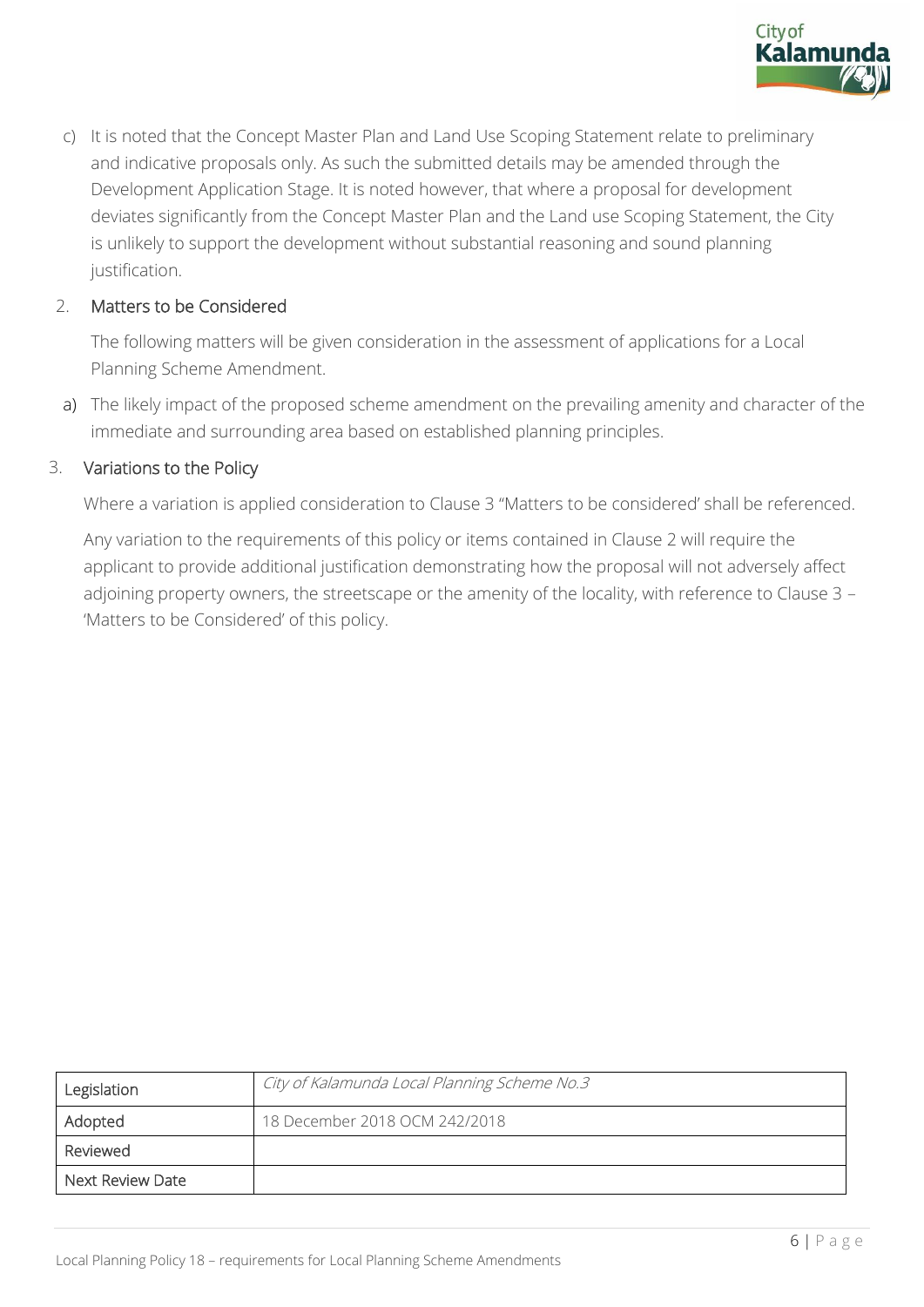c) It is noted that the Concept Master Plan and Land Use Scoping Statement relate to preliminary and indicative proposals only. As such the submitted details may be amended through the Development Application Stage. It is noted however, that where a proposal for development deviates significantly from the Concept Master Plan and the Land use Scoping Statement, the City is unlikely to support the development without substantial reasoning and sound planning justification.

2. Matters to be Considered

The following matters will be given consideration in the assessment of applications for a Local Planning Scheme Amendment.

a) The likely impact of the proposed scheme amendment on the prevailing amenity and character of the immediate and surrounding area based on established planning principles.

3. Variations to the Policy

Where a variation is applied consideration to Clause 3 "Matters to be considered' shall be referenced.

Any variation to the requirements of this policy or items contained in Clause 2 will require the applicant to provide additional justification demonstrating how the proposal will not adversely affect adjoining property owners, the streetscape or the amenity of the locality, with reference to Clause 3 – 'Matters to be Considered' of this policy.

| Legislation | *City of Kalamunda Local Planning Scheme No.3* |
|---|---|
| Adopted | 18 December 2018 OCM 242/2018 |
| Reviewed | |
| Next Review Date | |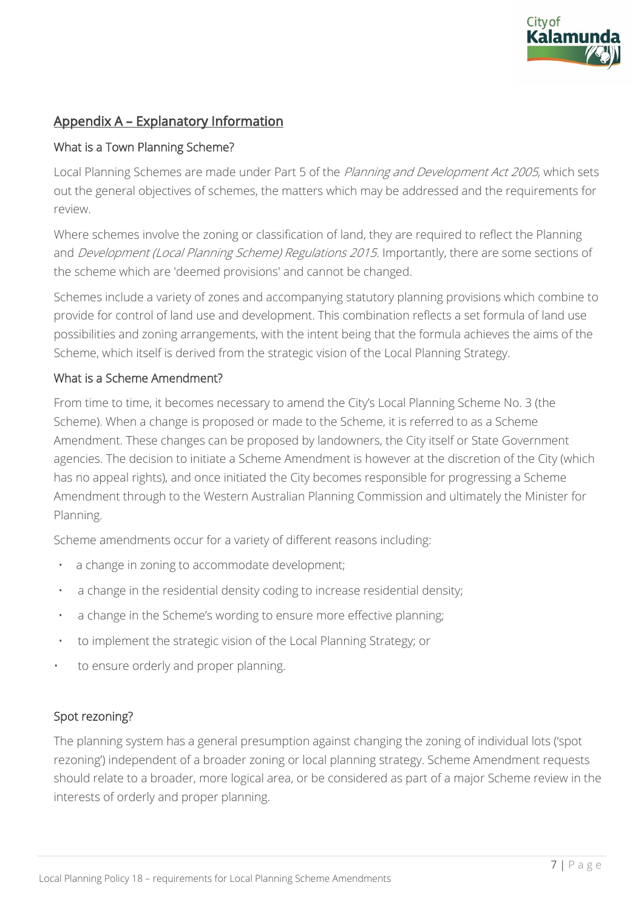## Appendix A – Explanatory Information

### What is a Town Planning Scheme?

Local Planning Schemes are made under Part 5 of the *Planning and Development Act 2005*, which sets out the general objectives of schemes, the matters which may be addressed and the requirements for review.

Where schemes involve the zoning or classification of land, they are required to reflect the Planning and *Development (Local Planning Scheme) Regulations 2015*. Importantly, there are some sections of the scheme which are 'deemed provisions' and cannot be changed.

Schemes include a variety of zones and accompanying statutory planning provisions which combine to provide for control of land use and development. This combination reflects a set formula of land use possibilities and zoning arrangements, with the intent being that the formula achieves the aims of the Scheme, which itself is derived from the strategic vision of the Local Planning Strategy.

### What is a Scheme Amendment?

From time to time, it becomes necessary to amend the City's Local Planning Scheme No. 3 (the Scheme). When a change is proposed or made to the Scheme, it is referred to as a Scheme Amendment. These changes can be proposed by landowners, the City itself or State Government agencies. The decision to initiate a Scheme Amendment is however at the discretion of the City (which has no appeal rights), and once initiated the City becomes responsible for progressing a Scheme Amendment through to the Western Australian Planning Commission and ultimately the Minister for Planning.

Scheme amendments occur for a variety of different reasons including:

- a change in zoning to accommodate development;
- a change in the residential density coding to increase residential density;
- a change in the Scheme's wording to ensure more effective planning;
- to implement the strategic vision of the Local Planning Strategy; or
- to ensure orderly and proper planning.

### Spot rezoning?

The planning system has a general presumption against changing the zoning of individual lots ('spot rezoning') independent of a broader zoning or local planning strategy. Scheme Amendment requests should relate to a broader, more logical area, or be considered as part of a major Scheme review in the interests of orderly and proper planning.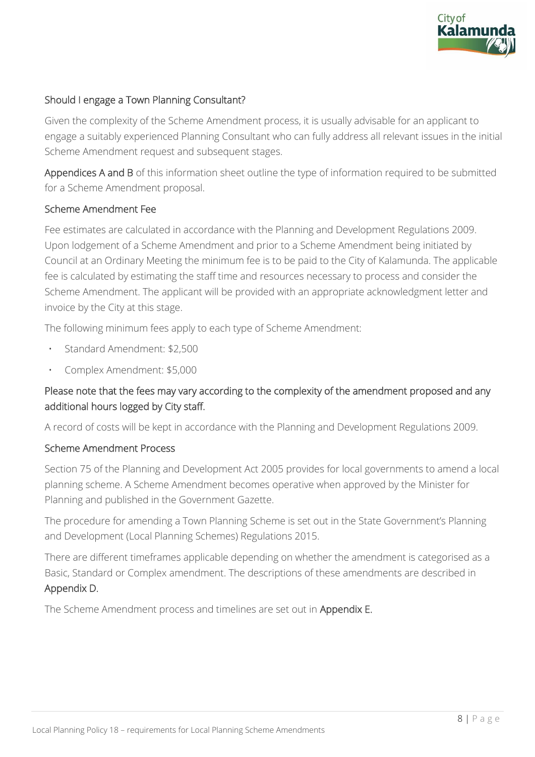## Should I engage a Town Planning Consultant?

Given the complexity of the Scheme Amendment process, it is usually advisable for an applicant to engage a suitably experienced Planning Consultant who can fully address all relevant issues in the initial Scheme Amendment request and subsequent stages.

**Appendices A and B** of this information sheet outline the type of information required to be submitted for a Scheme Amendment proposal.

## Scheme Amendment Fee

Fee estimates are calculated in accordance with the Planning and Development Regulations 2009. Upon lodgement of a Scheme Amendment and prior to a Scheme Amendment being initiated by Council at an Ordinary Meeting the minimum fee is to be paid to the City of Kalamunda. The applicable fee is calculated by estimating the staff time and resources necessary to process and consider the Scheme Amendment. The applicant will be provided with an appropriate acknowledgment letter and invoice by the City at this stage.

The following minimum fees apply to each type of Scheme Amendment:

- Standard Amendment: $2,500
- Complex Amendment: $5,000

**Please note that the fees may vary according to the complexity of the amendment proposed and any additional hours logged by City staff.**

A record of costs will be kept in accordance with the Planning and Development Regulations 2009.

## Scheme Amendment Process

Section 75 of the Planning and Development Act 2005 provides for local governments to amend a local planning scheme. A Scheme Amendment becomes operative when approved by the Minister for Planning and published in the Government Gazette.

The procedure for amending a Town Planning Scheme is set out in the State Government's Planning and Development (Local Planning Schemes) Regulations 2015.

There are different timeframes applicable depending on whether the amendment is categorised as a Basic, Standard or Complex amendment. The descriptions of these amendments are described in **Appendix D.**

The Scheme Amendment process and timelines are set out in **Appendix E.**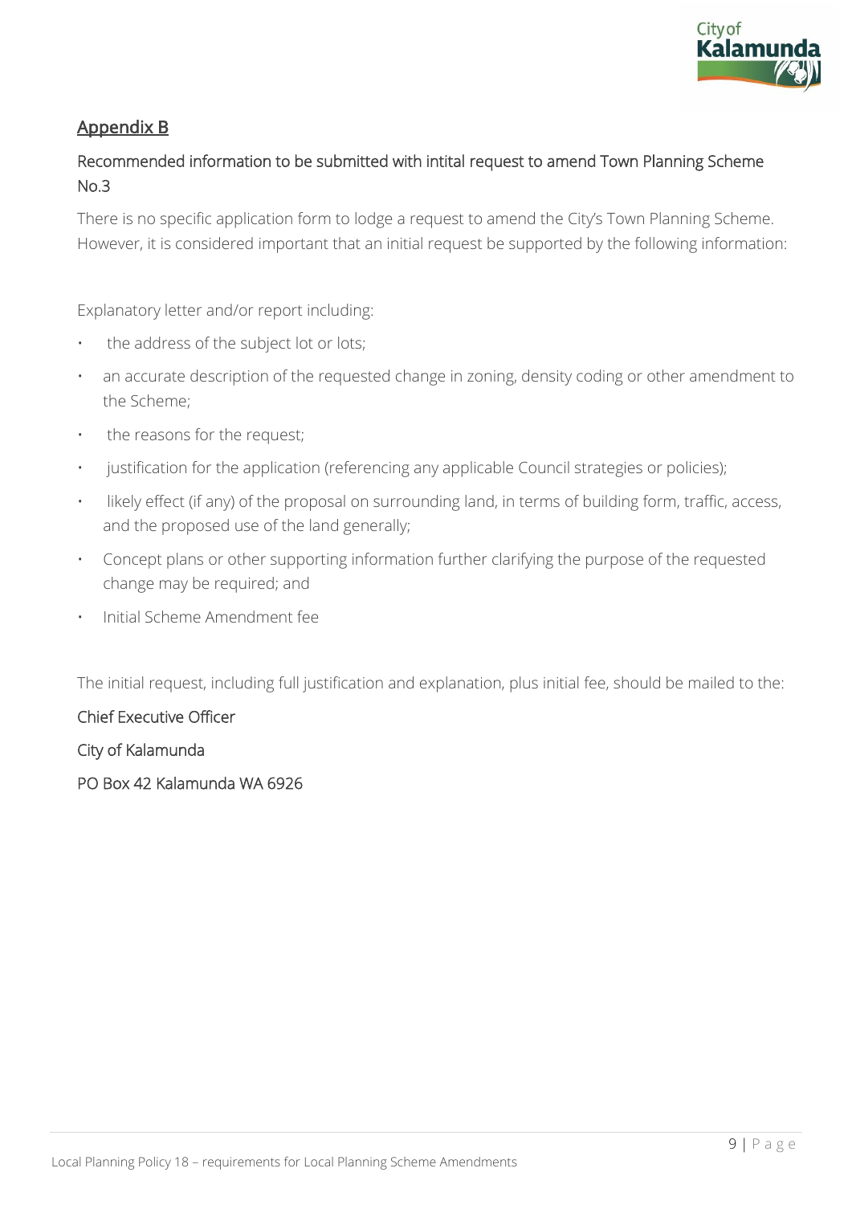## Appendix B

### Recommended information to be submitted with intital request to amend Town Planning Scheme No.3

There is no specific application form to lodge a request to amend the City's Town Planning Scheme. However, it is considered important that an initial request be supported by the following information:

Explanatory letter and/or report including:

- the address of the subject lot or lots;
- an accurate description of the requested change in zoning, density coding or other amendment to the Scheme;
- the reasons for the request;
- justification for the application (referencing any applicable Council strategies or policies);
- likely effect (if any) of the proposal on surrounding land, in terms of building form, traffic, access, and the proposed use of the land generally;
- Concept plans or other supporting information further clarifying the purpose of the requested change may be required; and
- Initial Scheme Amendment fee

The initial request, including full justification and explanation, plus initial fee, should be mailed to the:

Chief Executive Officer

City of Kalamunda

PO Box 42 Kalamunda WA 6926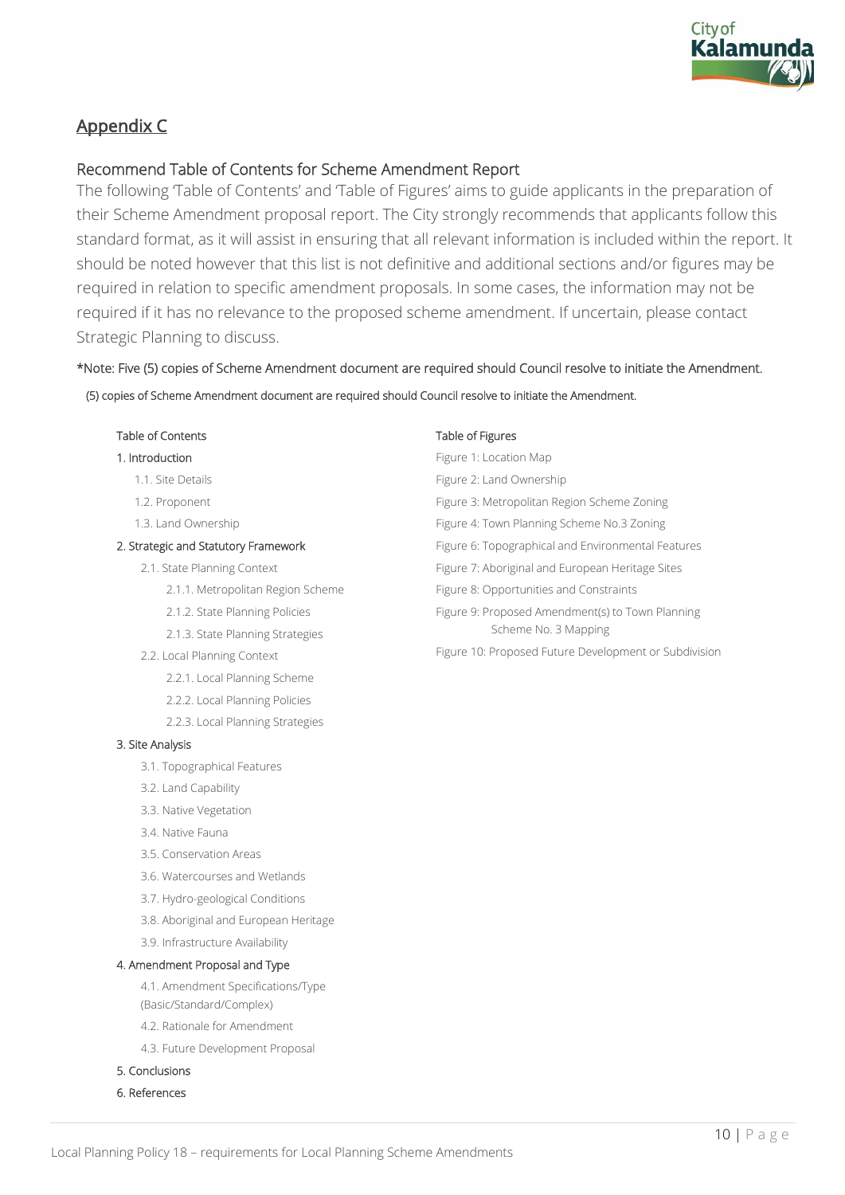## Appendix C

### Recommend Table of Contents for Scheme Amendment Report

The following 'Table of Contents' and 'Table of Figures' aims to guide applicants in the preparation of their Scheme Amendment proposal report. The City strongly recommends that applicants follow this standard format, as it will assist in ensuring that all relevant information is included within the report. It should be noted however that this list is not definitive and additional sections and/or figures may be required in relation to specific amendment proposals. In some cases, the information may not be required if it has no relevance to the proposed scheme amendment. If uncertain, please contact Strategic Planning to discuss.

*Note: Five (5) copies of Scheme Amendment document are required should Council resolve to initiate the Amendment.

(5) copies of Scheme Amendment document are required should Council resolve to initiate the Amendment.

Table of Contents

1. Introduction
    - 1.1. Site Details
    - 1.2. Proponent
    - 1.3. Land Ownership
2. Strategic and Statutory Framework
    - 2.1. State Planning Context
        - 2.1.1. Metropolitan Region Scheme
        - 2.1.2. State Planning Policies
        - 2.1.3. State Planning Strategies
    - 2.2. Local Planning Context
        - 2.2.1. Local Planning Scheme
        - 2.2.2. Local Planning Policies
        - 2.2.3. Local Planning Strategies
3. Site Analysis
    - 3.1. Topographical Features
    - 3.2. Land Capability
    - 3.3. Native Vegetation
    - 3.4. Native Fauna
    - 3.5. Conservation Areas
    - 3.6. Watercourses and Wetlands
    - 3.7. Hydro-geological Conditions
    - 3.8. Aboriginal and European Heritage
    - 3.9. Infrastructure Availability
4. Amendment Proposal and Type
    - 4.1. Amendment Specifications/Type (Basic/Standard/Complex)
    - 4.2. Rationale for Amendment
    - 4.3. Future Development Proposal
5. Conclusions
6. References

Table of Figures

- Figure 1: Location Map
- Figure 2: Land Ownership
- Figure 3: Metropolitan Region Scheme Zoning
- Figure 4: Town Planning Scheme No.3 Zoning
- Figure 6: Topographical and Environmental Features
- Figure 7: Aboriginal and European Heritage Sites
- Figure 8: Opportunities and Constraints
- Figure 9: Proposed Amendment(s) to Town Planning Scheme No. 3 Mapping
- Figure 10: Proposed Future Development or Subdivision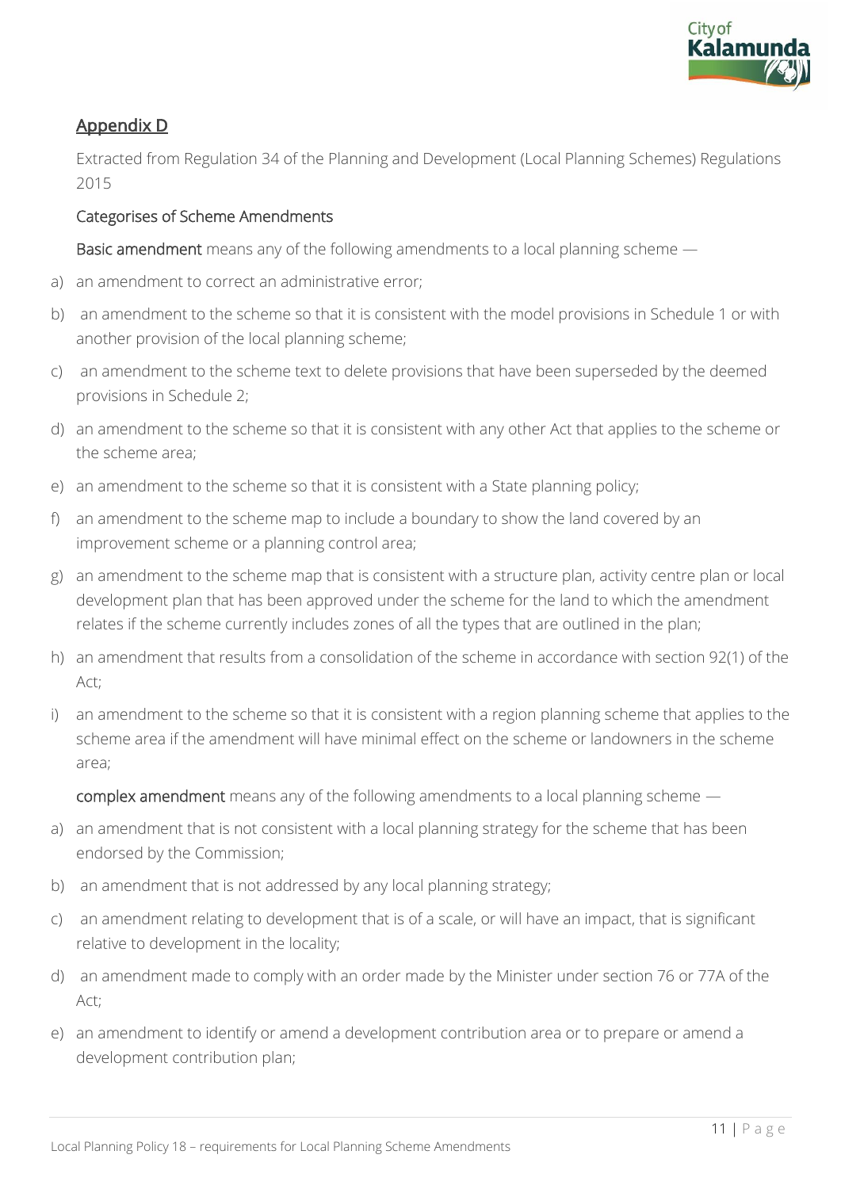## Appendix D

Extracted from Regulation 34 of the Planning and Development (Local Planning Schemes) Regulations 2015

### Categorises of Scheme Amendments

**Basic amendment** means any of the following amendments to a local planning scheme —

a) an amendment to correct an administrative error;

b) an amendment to the scheme so that it is consistent with the model provisions in Schedule 1 or with another provision of the local planning scheme;

c) an amendment to the scheme text to delete provisions that have been superseded by the deemed provisions in Schedule 2;

d) an amendment to the scheme so that it is consistent with any other Act that applies to the scheme or the scheme area;

e) an amendment to the scheme so that it is consistent with a State planning policy;

f) an amendment to the scheme map to include a boundary to show the land covered by an improvement scheme or a planning control area;

g) an amendment to the scheme map that is consistent with a structure plan, activity centre plan or local development plan that has been approved under the scheme for the land to which the amendment relates if the scheme currently includes zones of all the types that are outlined in the plan;

h) an amendment that results from a consolidation of the scheme in accordance with section 92(1) of the Act;

i) an amendment to the scheme so that it is consistent with a region planning scheme that applies to the scheme area if the amendment will have minimal effect on the scheme or landowners in the scheme area;

**complex amendment** means any of the following amendments to a local planning scheme —

a) an amendment that is not consistent with a local planning strategy for the scheme that has been endorsed by the Commission;

b) an amendment that is not addressed by any local planning strategy;

c) an amendment relating to development that is of a scale, or will have an impact, that is significant relative to development in the locality;

d) an amendment made to comply with an order made by the Minister under section 76 or 77A of the Act;

e) an amendment to identify or amend a development contribution area or to prepare or amend a development contribution plan;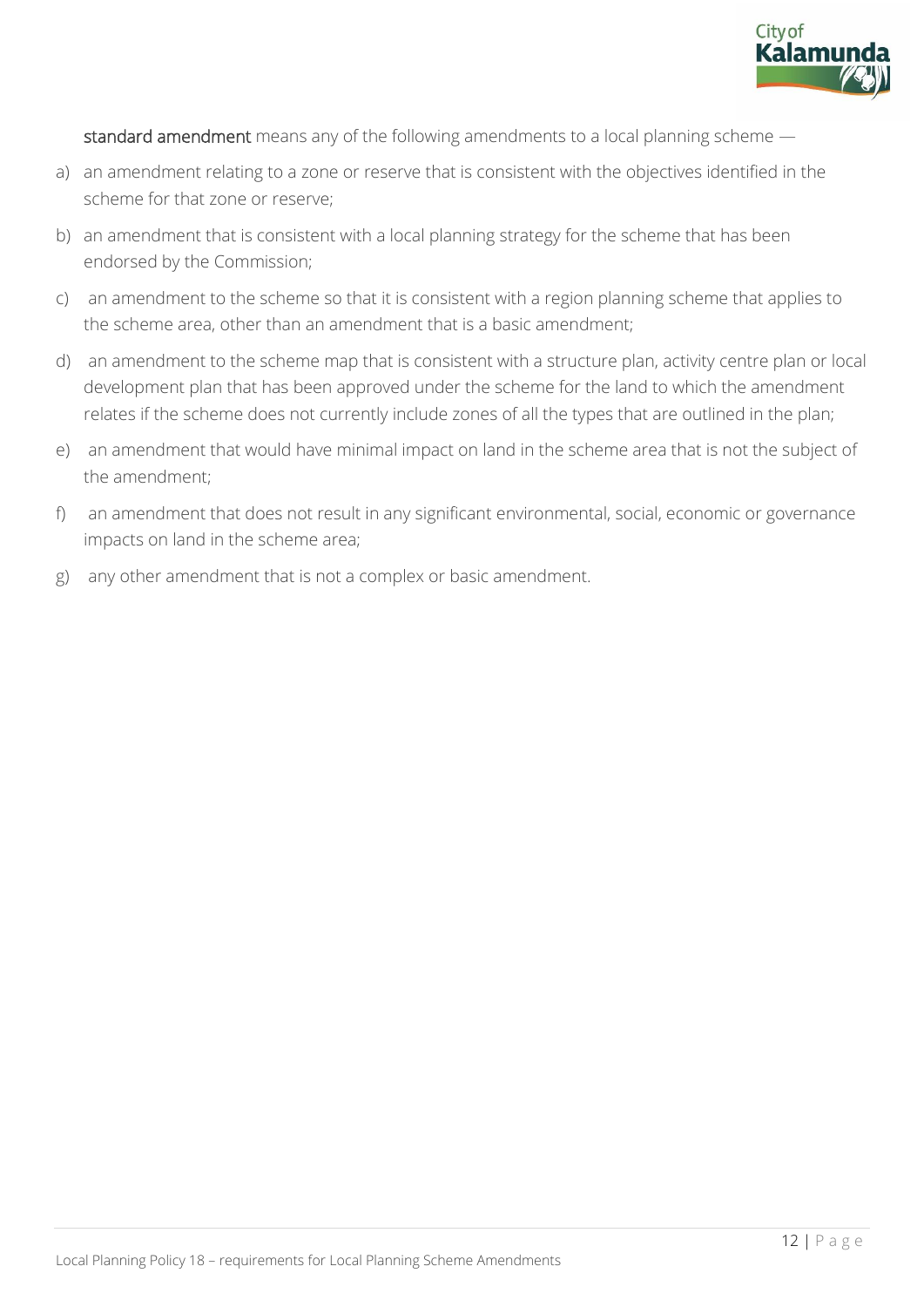**standard amendment** means any of the following amendments to a local planning scheme —

a) an amendment relating to a zone or reserve that is consistent with the objectives identified in the scheme for that zone or reserve;

b) an amendment that is consistent with a local planning strategy for the scheme that has been endorsed by the Commission;

c) an amendment to the scheme so that it is consistent with a region planning scheme that applies to the scheme area, other than an amendment that is a basic amendment;

d) an amendment to the scheme map that is consistent with a structure plan, activity centre plan or local development plan that has been approved under the scheme for the land to which the amendment relates if the scheme does not currently include zones of all the types that are outlined in the plan;

e) an amendment that would have minimal impact on land in the scheme area that is not the subject of the amendment;

f) an amendment that does not result in any significant environmental, social, economic or governance impacts on land in the scheme area;

g) any other amendment that is not a complex or basic amendment.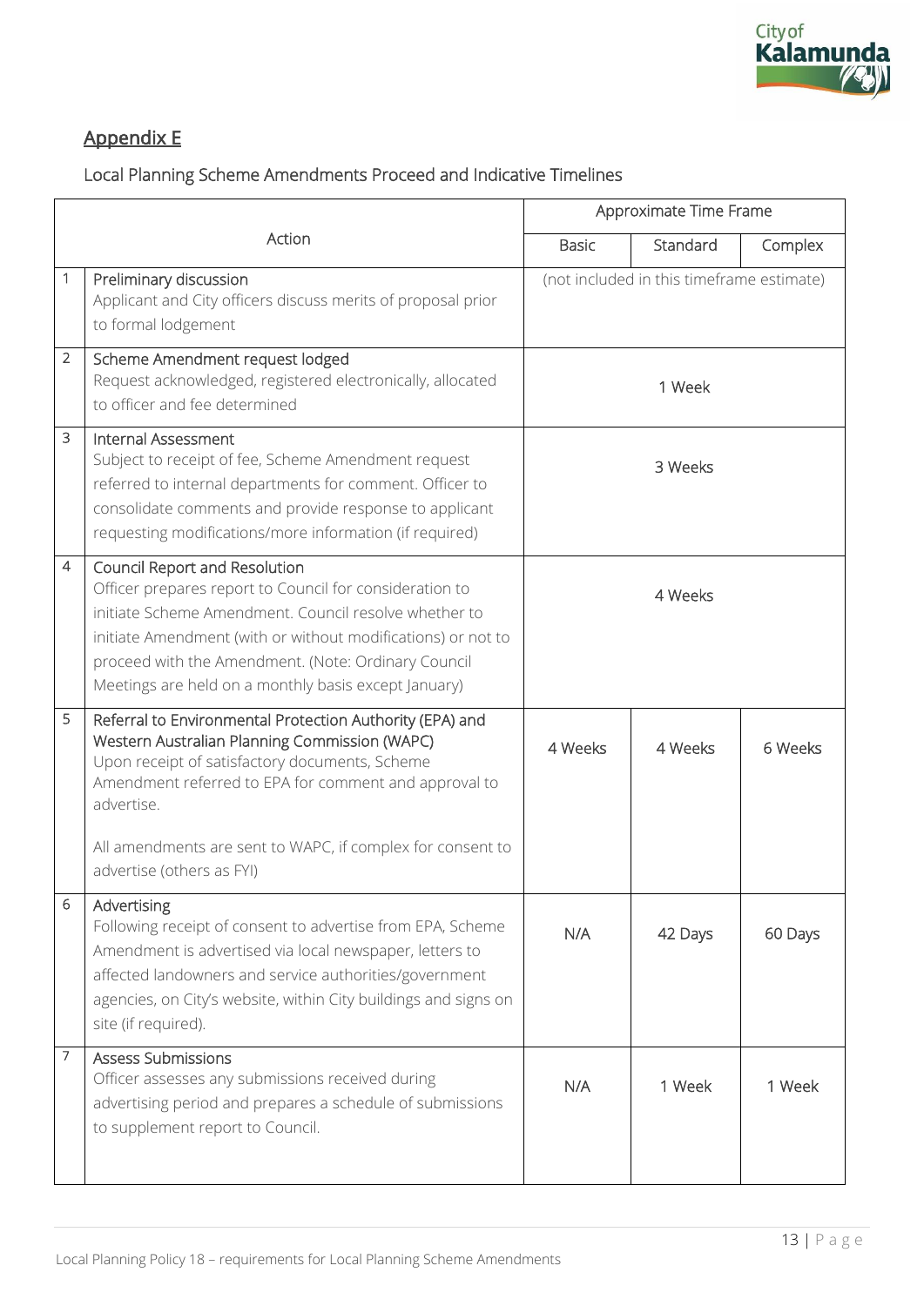## Appendix E

Local Planning Scheme Amendments Proceed and Indicative Timelines

| | Action | Approximate Time Frame | | |
|---|---|---|---|---|
| | | Basic | Standard | Complex |
| 1 | Preliminary discussion<br>Applicant and City officers discuss merits of proposal prior to formal lodgement | (not included in this timeframe estimate) | | |
| 2 | Scheme Amendment request lodged<br>Request acknowledged, registered electronically, allocated to officer and fee determined | 1 Week | | |
| 3 | Internal Assessment<br>Subject to receipt of fee, Scheme Amendment request referred to internal departments for comment. Officer to consolidate comments and provide response to applicant requesting modifications/more information (if required) | 3 Weeks | | |
| 4 | Council Report and Resolution<br>Officer prepares report to Council for consideration to initiate Scheme Amendment. Council resolve whether to initiate Amendment (with or without modifications) or not to proceed with the Amendment. (Note: Ordinary Council Meetings are held on a monthly basis except January) | 4 Weeks | | |
| 5 | Referral to Environmental Protection Authority (EPA) and Western Australian Planning Commission (WAPC)<br>Upon receipt of satisfactory documents, Scheme Amendment referred to EPA for comment and approval to advertise.<br><br>All amendments are sent to WAPC, if complex for consent to advertise (others as FYI) | 4 Weeks | 4 Weeks | 6 Weeks |
| 6 | Advertising<br>Following receipt of consent to advertise from EPA, Scheme Amendment is advertised via local newspaper, letters to affected landowners and service authorities/government agencies, on City's website, within City buildings and signs on site (if required). | N/A | 42 Days | 60 Days |
| 7 | Assess Submissions<br>Officer assesses any submissions received during advertising period and prepares a schedule of submissions to supplement report to Council. | N/A | 1 Week | 1 Week |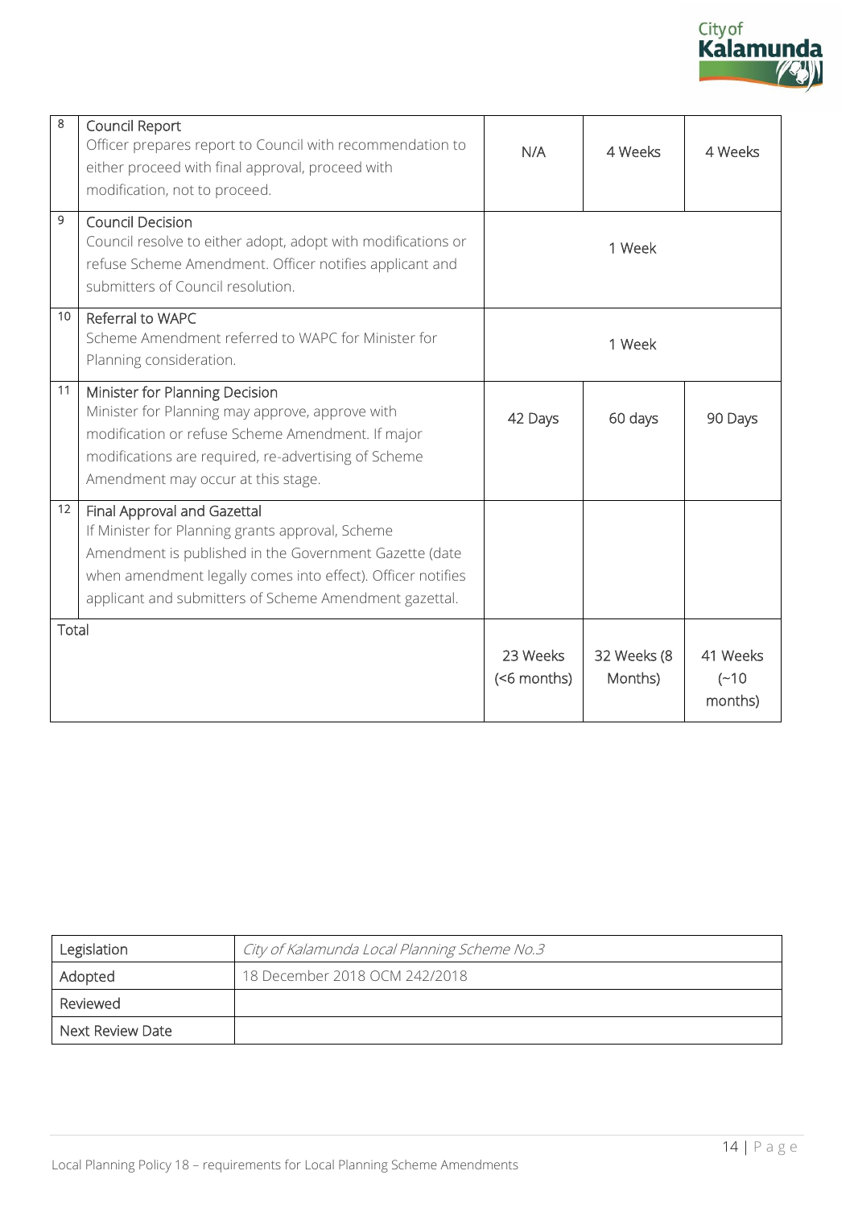| | | | | |
|---|---|---|---|---|
| 8 | Council Report<br>Officer prepares report to Council with recommendation to either proceed with final approval, proceed with modification, not to proceed. | N/A | 4 Weeks | 4 Weeks |
| 9 | Council Decision<br>Council resolve to either adopt, adopt with modifications or refuse Scheme Amendment. Officer notifies applicant and submitters of Council resolution. | | 1 Week | |
| 10 | Referral to WAPC<br>Scheme Amendment referred to WAPC for Minister for Planning consideration. | | 1 Week | |
| 11 | Minister for Planning Decision<br>Minister for Planning may approve, approve with modification or refuse Scheme Amendment. If major modifications are required, re-advertising of Scheme Amendment may occur at this stage. | 42 Days | 60 days | 90 Days |
| 12 | Final Approval and Gazettal<br>If Minister for Planning grants approval, Scheme Amendment is published in the Government Gazette (date when amendment legally comes into effect). Officer notifies applicant and submitters of Scheme Amendment gazettal. | | | |
| Total | | 23 Weeks (<6 months) | 32 Weeks (8 Months) | 41 Weeks (~10 months) |

| | |
|---|---|
| Legislation | *City of Kalamunda Local Planning Scheme No.3* |
| Adopted | 18 December 2018 OCM 242/2018 |
| Reviewed | |
| Next Review Date | |